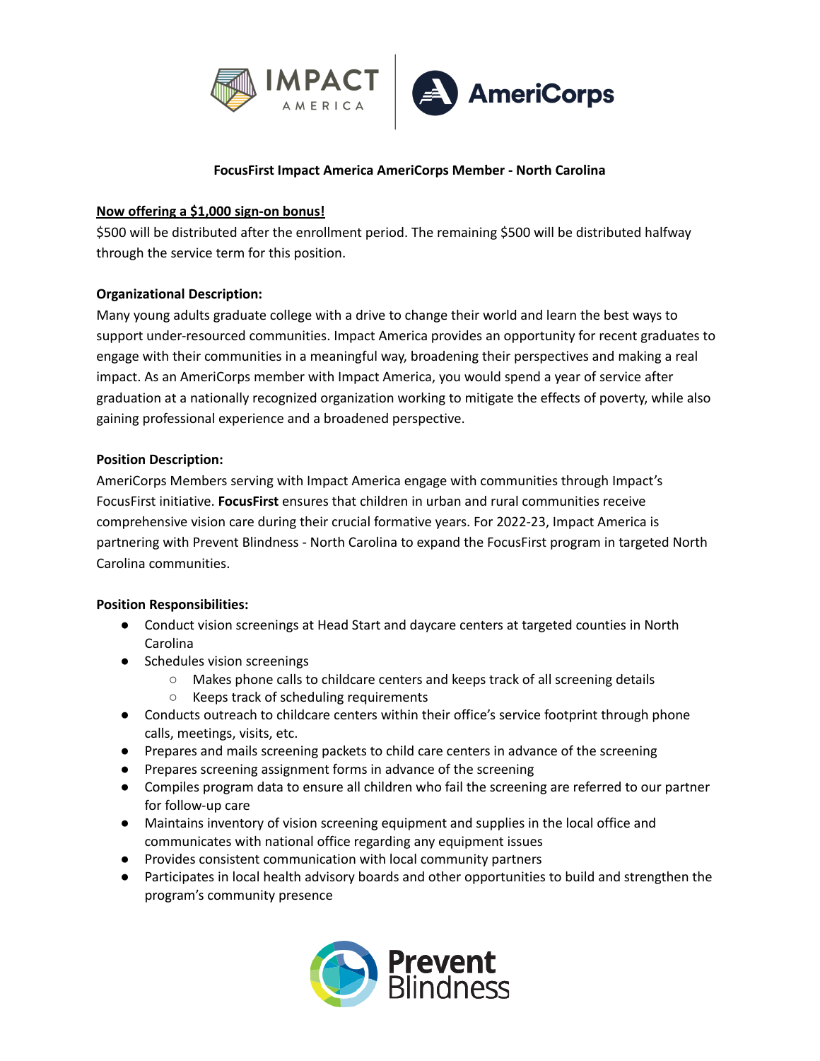**FocusFirst Impact America AmeriCorps Member - North Carolina**

**Now offering a $1,000 sign-on bonus!**

$500 will be distributed after the enrollment period. The remaining $500 will be distributed halfway through the service term for this position.

**Organizational Description:**

Many young adults graduate college with a drive to change their world and learn the best ways to support under-resourced communities. Impact America provides an opportunity for recent graduates to engage with their communities in a meaningful way, broadening their perspectives and making a real impact. As an AmeriCorps member with Impact America, you would spend a year of service after graduation at a nationally recognized organization working to mitigate the effects of poverty, while also gaining professional experience and a broadened perspective.

**Position Description:**

AmeriCorps Members serving with Impact America engage with communities through Impact's FocusFirst initiative. **FocusFirst** ensures that children in urban and rural communities receive comprehensive vision care during their crucial formative years. For 2022-23, Impact America is partnering with Prevent Blindness - North Carolina to expand the FocusFirst program in targeted North Carolina communities.

**Position Responsibilities:**

- Conduct vision screenings at Head Start and daycare centers at targeted counties in North Carolina
- Schedules vision screenings
  - Makes phone calls to childcare centers and keeps track of all screening details
  - Keeps track of scheduling requirements
- Conducts outreach to childcare centers within their office's service footprint through phone calls, meetings, visits, etc.
- Prepares and mails screening packets to child care centers in advance of the screening
- Prepares screening assignment forms in advance of the screening
- Compiles program data to ensure all children who fail the screening are referred to our partner for follow-up care
- Maintains inventory of vision screening equipment and supplies in the local office and communicates with national office regarding any equipment issues
- Provides consistent communication with local community partners
- Participates in local health advisory boards and other opportunities to build and strengthen the program's community presence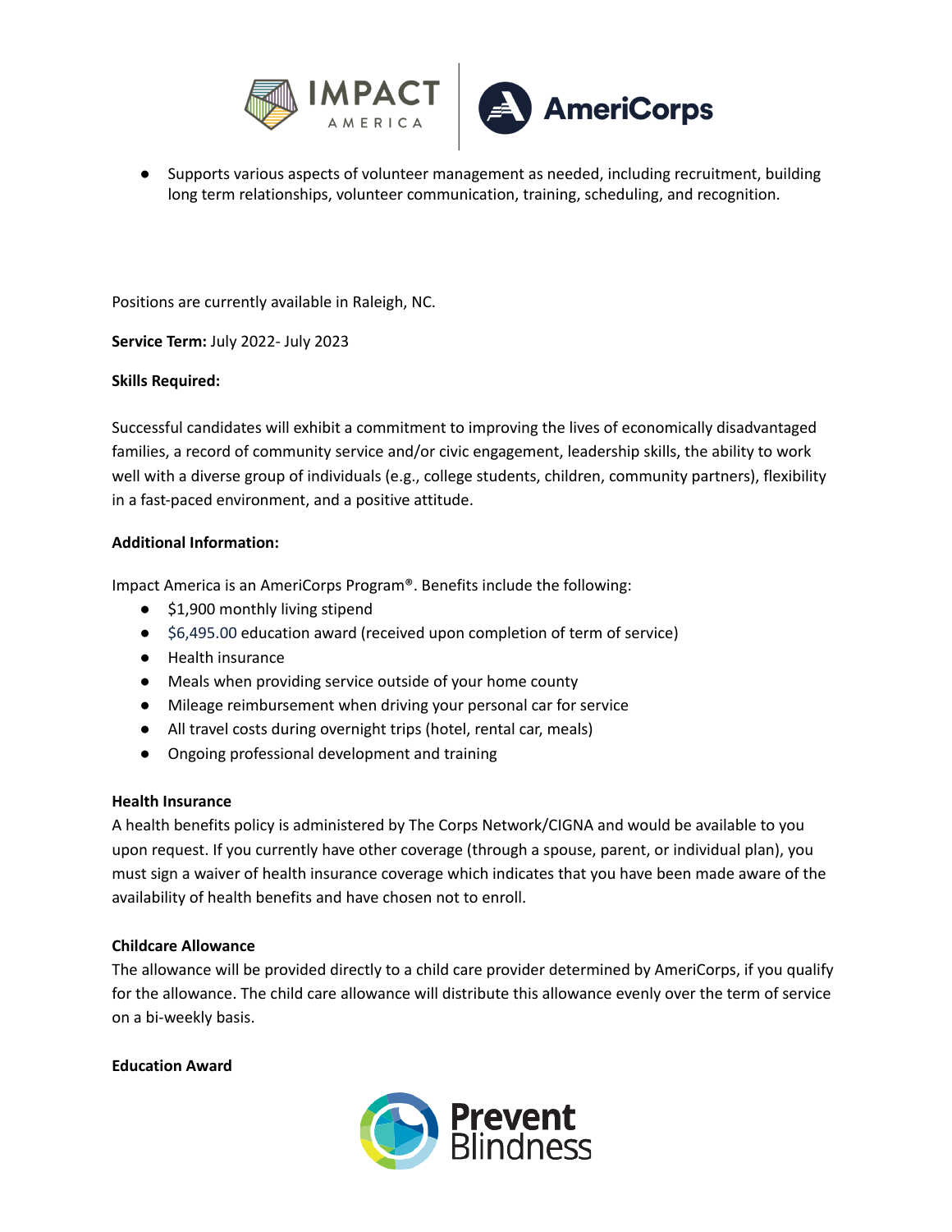- Supports various aspects of volunteer management as needed, including recruitment, building long term relationships, volunteer communication, training, scheduling, and recognition.

Positions are currently available in Raleigh, NC.

**Service Term:** July 2022- July 2023

**Skills Required:**

Successful candidates will exhibit a commitment to improving the lives of economically disadvantaged families, a record of community service and/or civic engagement, leadership skills, the ability to work well with a diverse group of individuals (e.g., college students, children, community partners), flexibility in a fast-paced environment, and a positive attitude.

**Additional Information:**

Impact America is an AmeriCorps Program®. Benefits include the following:

- $1,900 monthly living stipend
- $6,495.00 education award (received upon completion of term of service)
- Health insurance
- Meals when providing service outside of your home county
- Mileage reimbursement when driving your personal car for service
- All travel costs during overnight trips (hotel, rental car, meals)
- Ongoing professional development and training

**Health Insurance**

A health benefits policy is administered by The Corps Network/CIGNA and would be available to you upon request. If you currently have other coverage (through a spouse, parent, or individual plan), you must sign a waiver of health insurance coverage which indicates that you have been made aware of the availability of health benefits and have chosen not to enroll.

**Childcare Allowance**

The allowance will be provided directly to a child care provider determined by AmeriCorps, if you qualify for the allowance. The child care allowance will distribute this allowance evenly over the term of service on a bi-weekly basis.

**Education Award**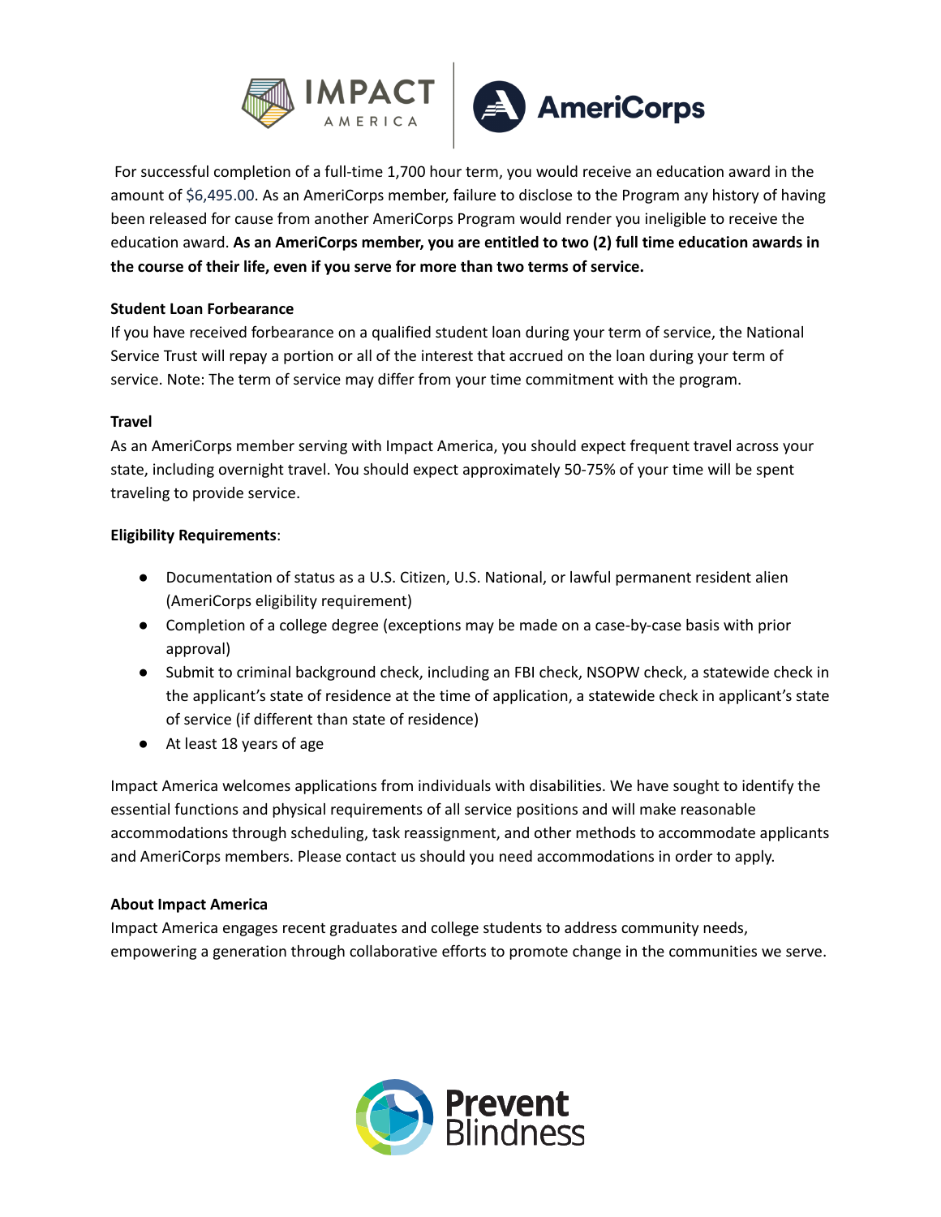For successful completion of a full-time 1,700 hour term, you would receive an education award in the amount of $6,495.00. As an AmeriCorps member, failure to disclose to the Program any history of having been released for cause from another AmeriCorps Program would render you ineligible to receive the education award. **As an AmeriCorps member, you are entitled to two (2) full time education awards in the course of their life, even if you serve for more than two terms of service.**

**Student Loan Forbearance**

If you have received forbearance on a qualified student loan during your term of service, the National Service Trust will repay a portion or all of the interest that accrued on the loan during your term of service. Note: The term of service may differ from your time commitment with the program.

**Travel**

As an AmeriCorps member serving with Impact America, you should expect frequent travel across your state, including overnight travel. You should expect approximately 50-75% of your time will be spent traveling to provide service.

**Eligibility Requirements**:

- Documentation of status as a U.S. Citizen, U.S. National, or lawful permanent resident alien (AmeriCorps eligibility requirement)
- Completion of a college degree (exceptions may be made on a case-by-case basis with prior approval)
- Submit to criminal background check, including an FBI check, NSOPW check, a statewide check in the applicant's state of residence at the time of application, a statewide check in applicant's state of service (if different than state of residence)
- At least 18 years of age

Impact America welcomes applications from individuals with disabilities. We have sought to identify the essential functions and physical requirements of all service positions and will make reasonable accommodations through scheduling, task reassignment, and other methods to accommodate applicants and AmeriCorps members. Please contact us should you need accommodations in order to apply.

**About Impact America**

Impact America engages recent graduates and college students to address community needs, empowering a generation through collaborative efforts to promote change in the communities we serve.